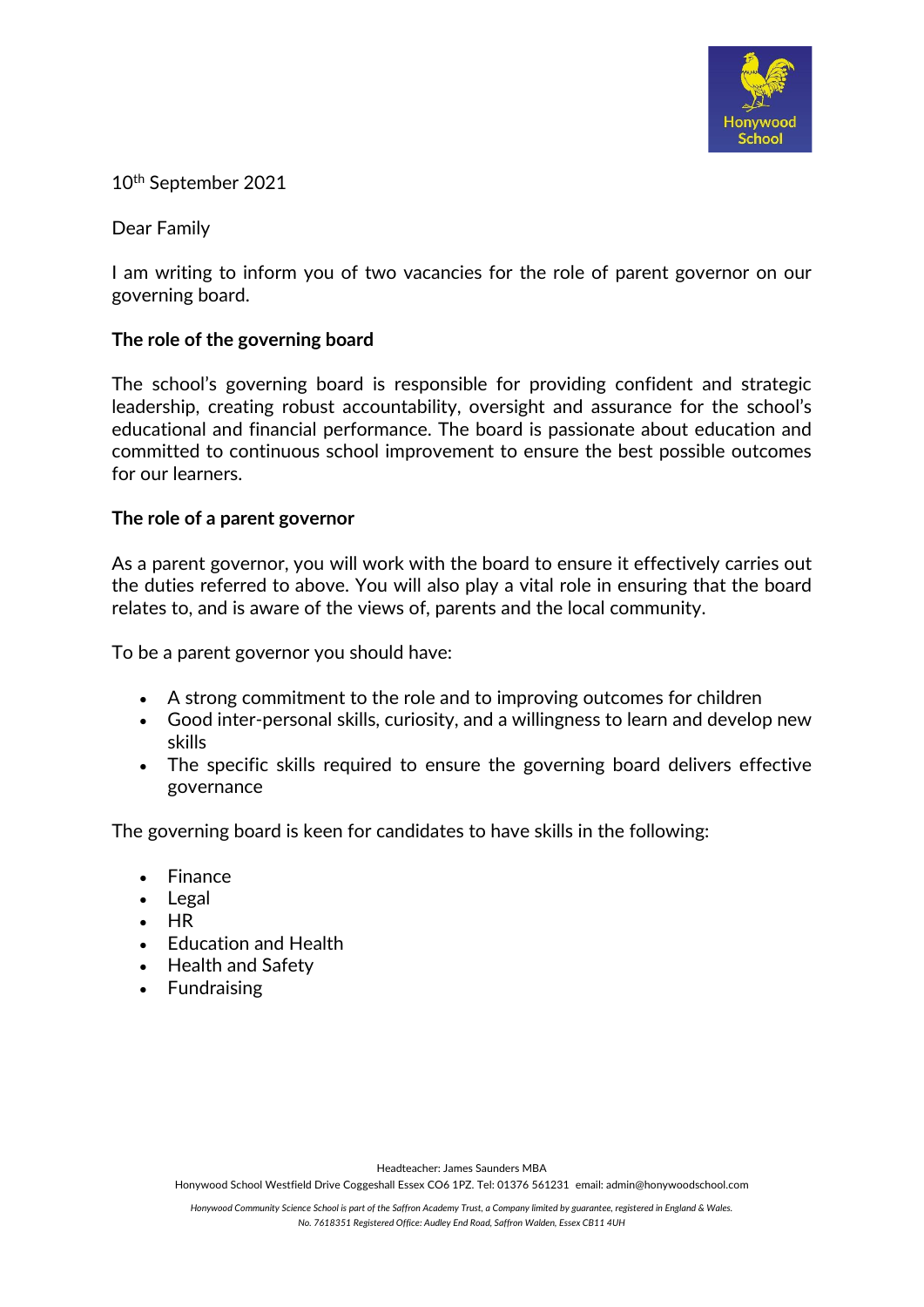10th September 2021

Dear Family

I am writing to inform you of two vacancies for the role of parent governor on our governing board.

**The role of the governing board**

The school's governing board is responsible for providing confident and strategic leadership, creating robust accountability, oversight and assurance for the school's educational and financial performance. The board is passionate about education and committed to continuous school improvement to ensure the best possible outcomes for our learners.

**The role of a parent governor**

As a parent governor, you will work with the board to ensure it effectively carries out the duties referred to above. You will also play a vital role in ensuring that the board relates to, and is aware of the views of, parents and the local community.

To be a parent governor you should have:

- A strong commitment to the role and to improving outcomes for children
- Good inter-personal skills, curiosity, and a willingness to learn and develop new skills
- The specific skills required to ensure the governing board delivers effective governance

The governing board is keen for candidates to have skills in the following:

- Finance
- Legal
- HR
- Education and Health
- Health and Safety
- Fundraising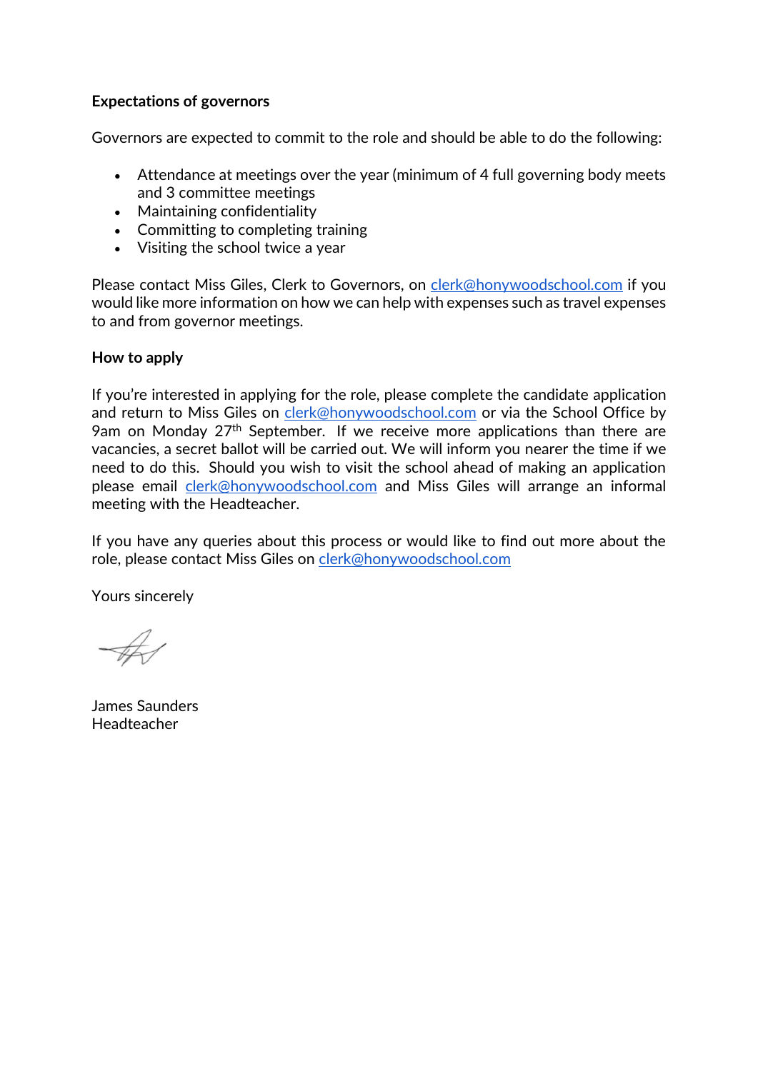**Expectations of governors**

Governors are expected to commit to the role and should be able to do the following:

- Attendance at meetings over the year (minimum of 4 full governing body meets and 3 committee meetings
- Maintaining confidentiality
- Committing to completing training
- Visiting the school twice a year

Please contact Miss Giles, Clerk to Governors, on clerk@honywoodschool.com if you would like more information on how we can help with expenses such as travel expenses to and from governor meetings.

**How to apply**

If you're interested in applying for the role, please complete the candidate application and return to Miss Giles on clerk@honywoodschool.com or via the School Office by 9am on Monday 27th September. If we receive more applications than there are vacancies, a secret ballot will be carried out. We will inform you nearer the time if we need to do this. Should you wish to visit the school ahead of making an application please email clerk@honywoodschool.com and Miss Giles will arrange an informal meeting with the Headteacher.

If you have any queries about this process or would like to find out more about the role, please contact Miss Giles on clerk@honywoodschool.com

Yours sincerely

James Saunders
Headteacher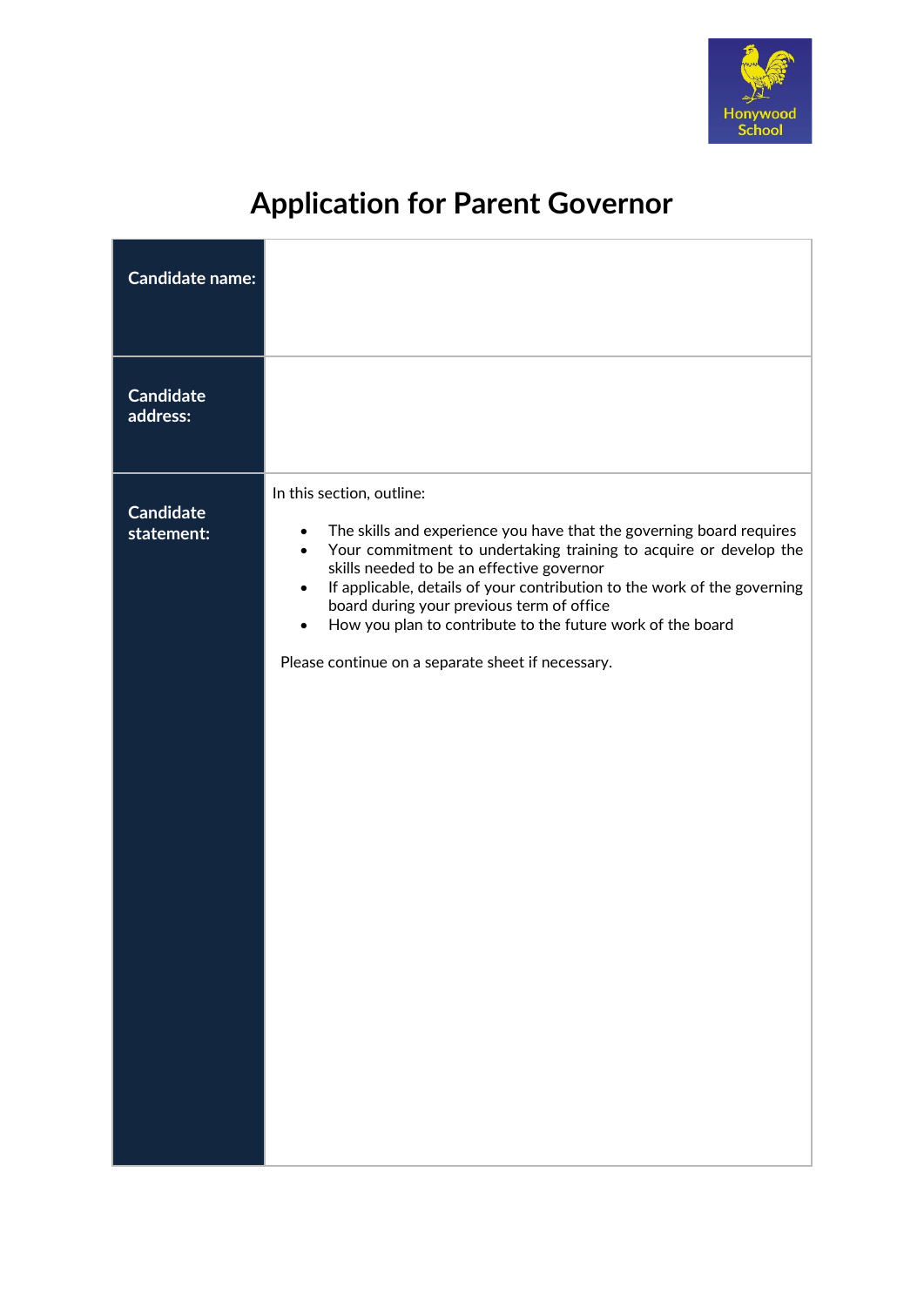# Application for Parent Governor

| | |
|---|---|
| **Candidate name:** | |
| **Candidate address:** | |
| **Candidate statement:** | In this section, outline:<br><br>• The skills and experience you have that the governing board requires<br>• Your commitment to undertaking training to acquire or develop the skills needed to be an effective governor<br>• If applicable, details of your contribution to the work of the governing board during your previous term of office<br>• How you plan to contribute to the future work of the board<br><br>Please continue on a separate sheet if necessary. |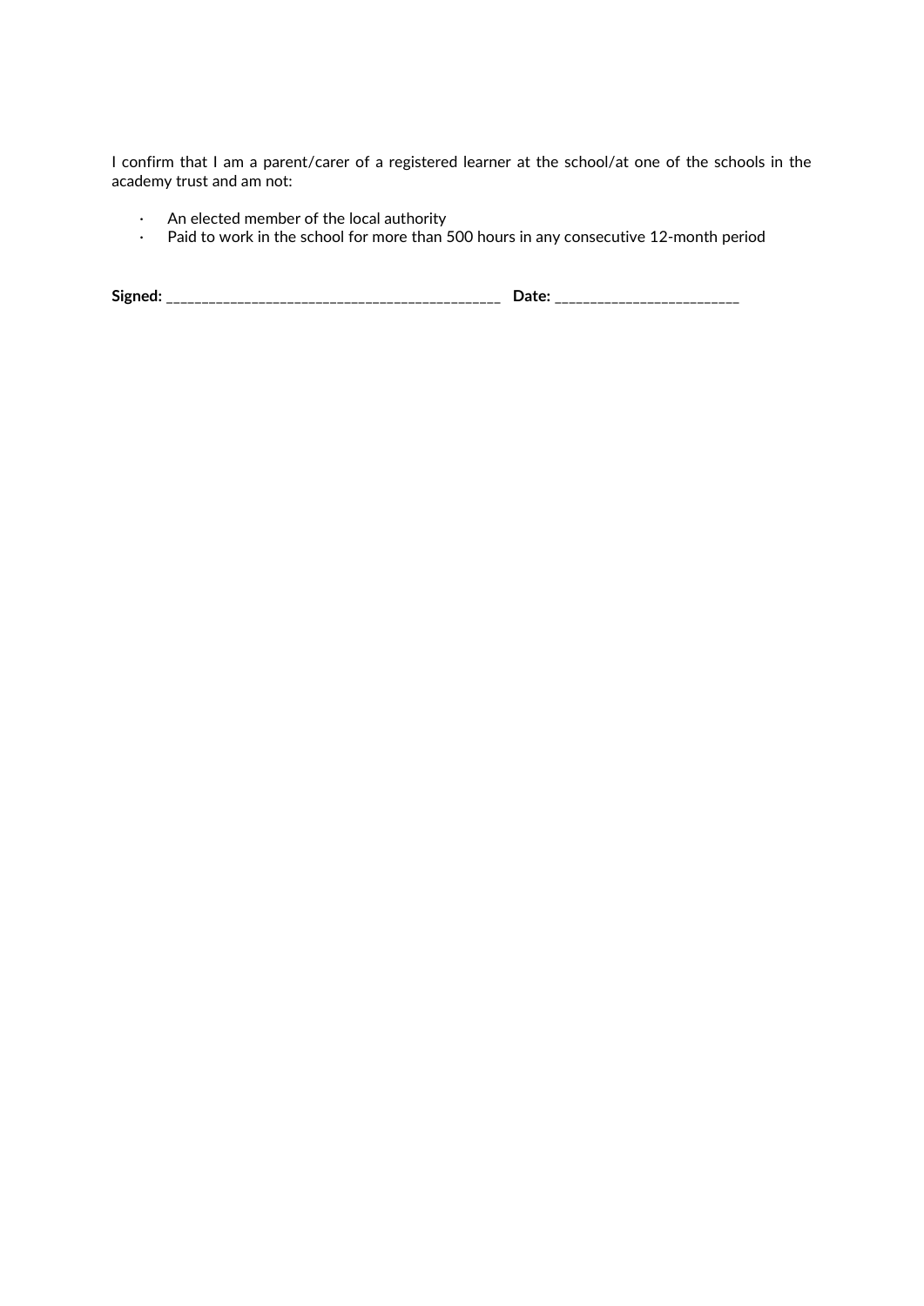I confirm that I am a parent/carer of a registered learner at the school/at one of the schools in the academy trust and am not:

- An elected member of the local authority
- Paid to work in the school for more than 500 hours in any consecutive 12-month period

**Signed:** ______________________________________________ **Date:** _________________________